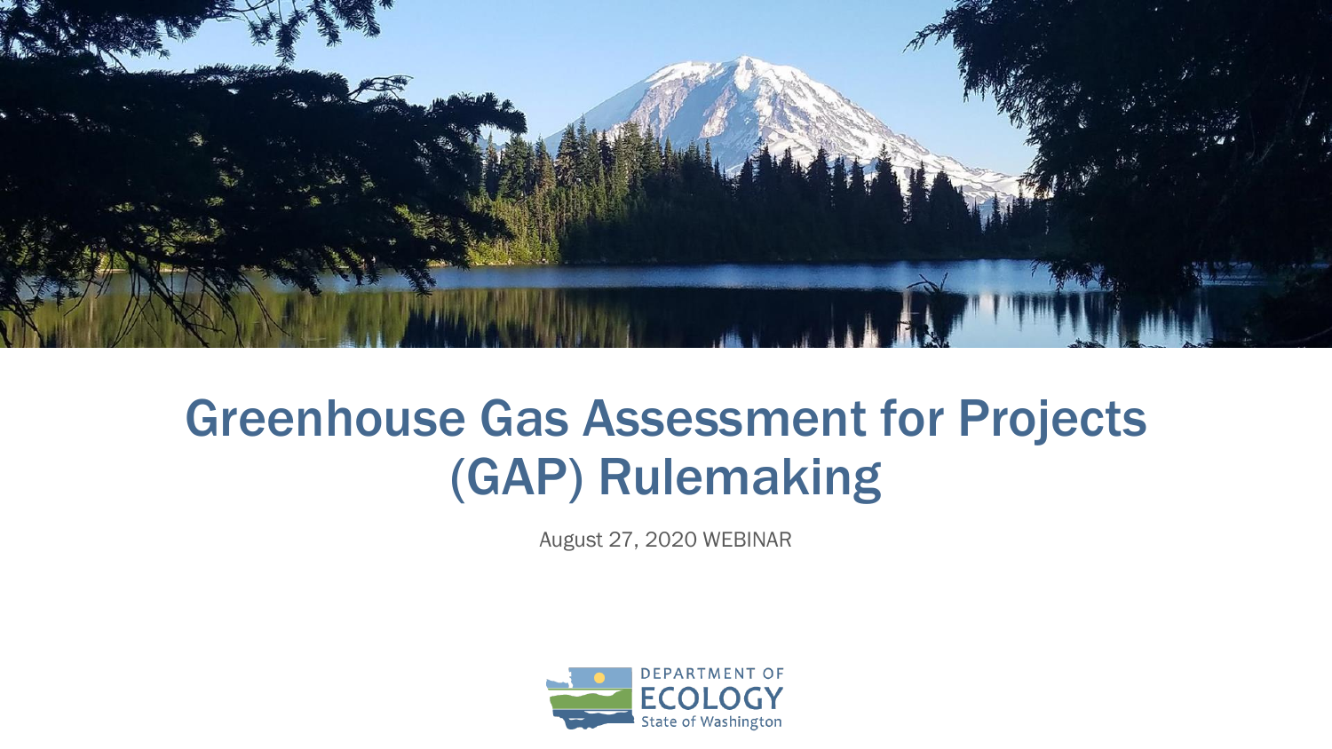# Greenhouse Gas Assessment for Projects (GAP) Rulemaking

August 27, 2020 WEBINAR

DEPARTMENT OF ECOLOGY
State of Washington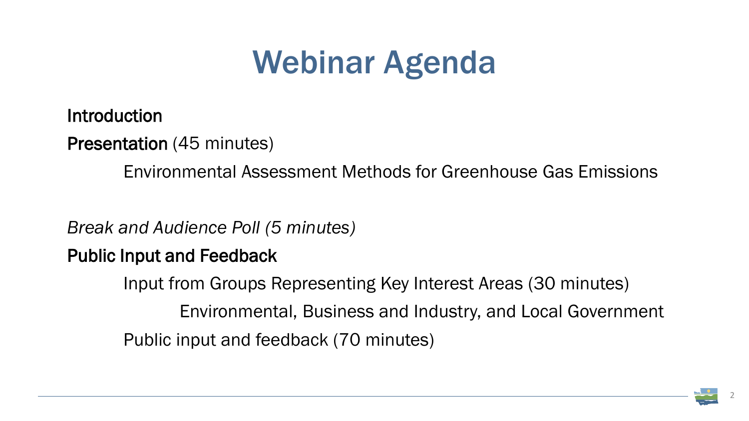# Webinar Agenda

Introduction

Presentation (45 minutes)

- Environmental Assessment Methods for Greenhouse Gas Emissions

*Break and Audience Poll (5 minutes)*

Public Input and Feedback

- Input from Groups Representing Key Interest Areas (30 minutes)
  - Environmental, Business and Industry, and Local Government
- Public input and feedback (70 minutes)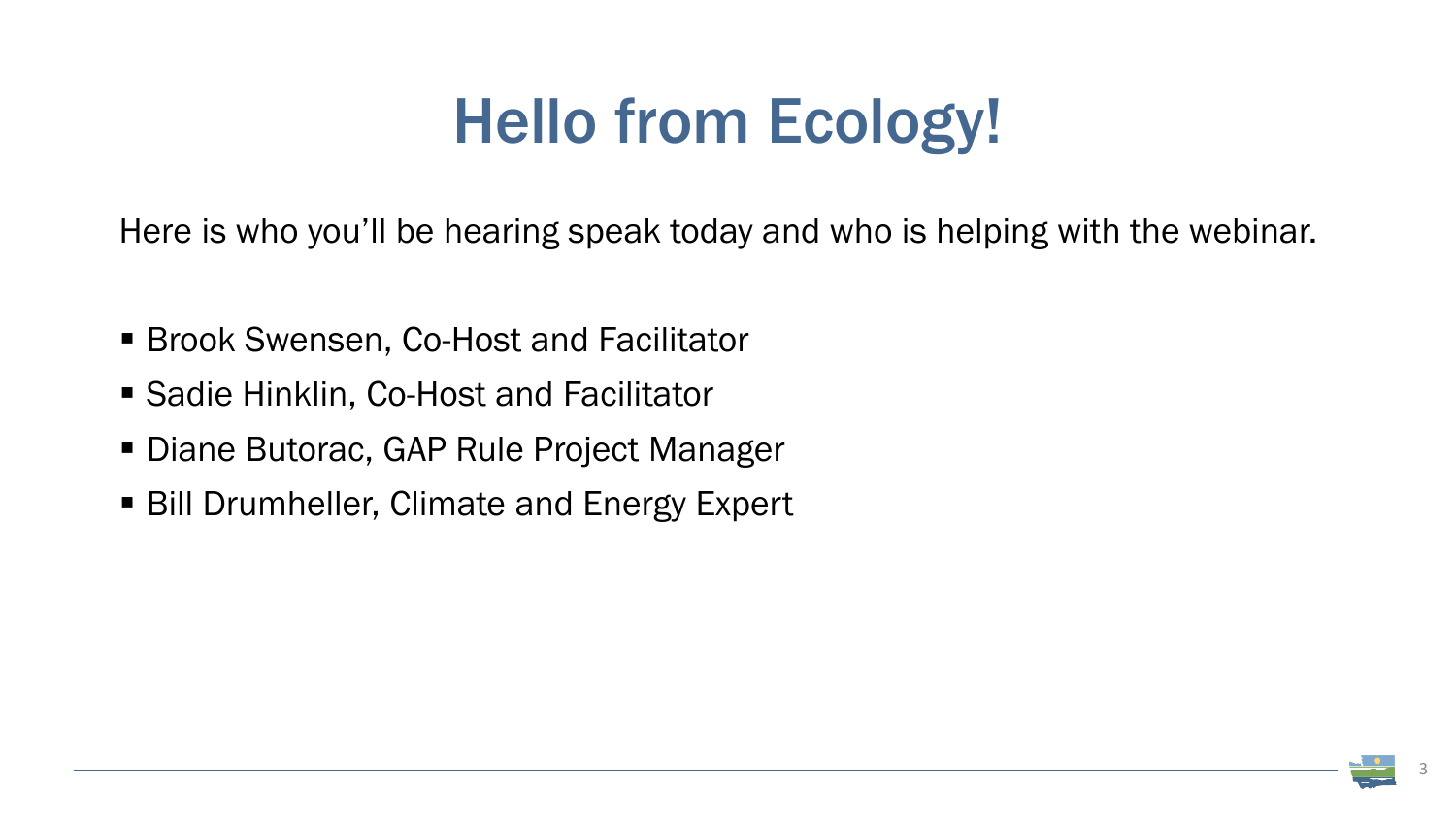# Hello from Ecology!

Here is who you'll be hearing speak today and who is helping with the webinar.

- Brook Swensen, Co-Host and Facilitator
- Sadie Hinklin, Co-Host and Facilitator
- Diane Butorac, GAP Rule Project Manager
- Bill Drumheller, Climate and Energy Expert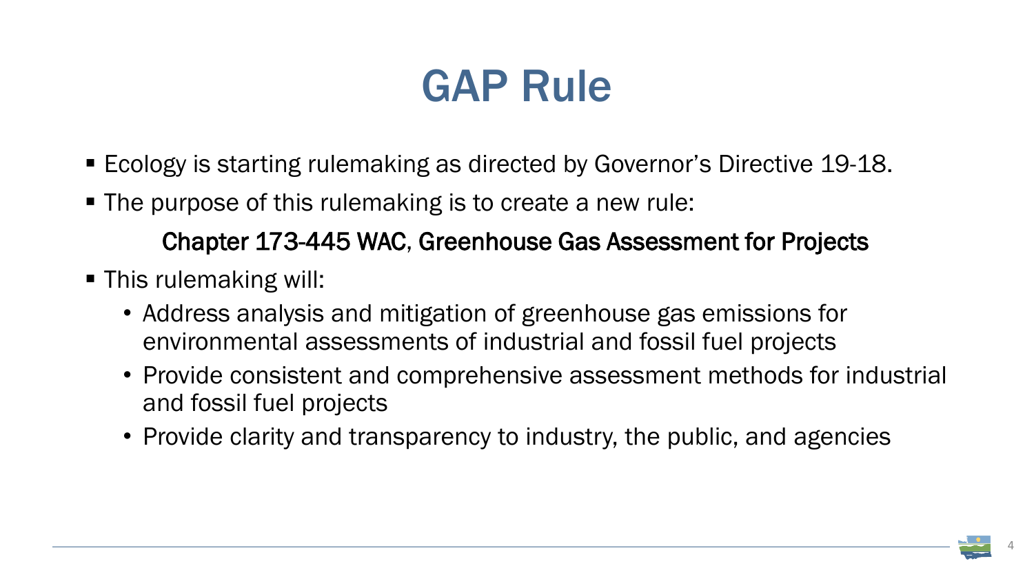# GAP Rule

- Ecology is starting rulemaking as directed by Governor's Directive 19-18.
- The purpose of this rulemaking is to create a new rule:

  **Chapter 173-445 WAC, Greenhouse Gas Assessment for Projects**

- This rulemaking will:
  - Address analysis and mitigation of greenhouse gas emissions for environmental assessments of industrial and fossil fuel projects
  - Provide consistent and comprehensive assessment methods for industrial and fossil fuel projects
  - Provide clarity and transparency to industry, the public, and agencies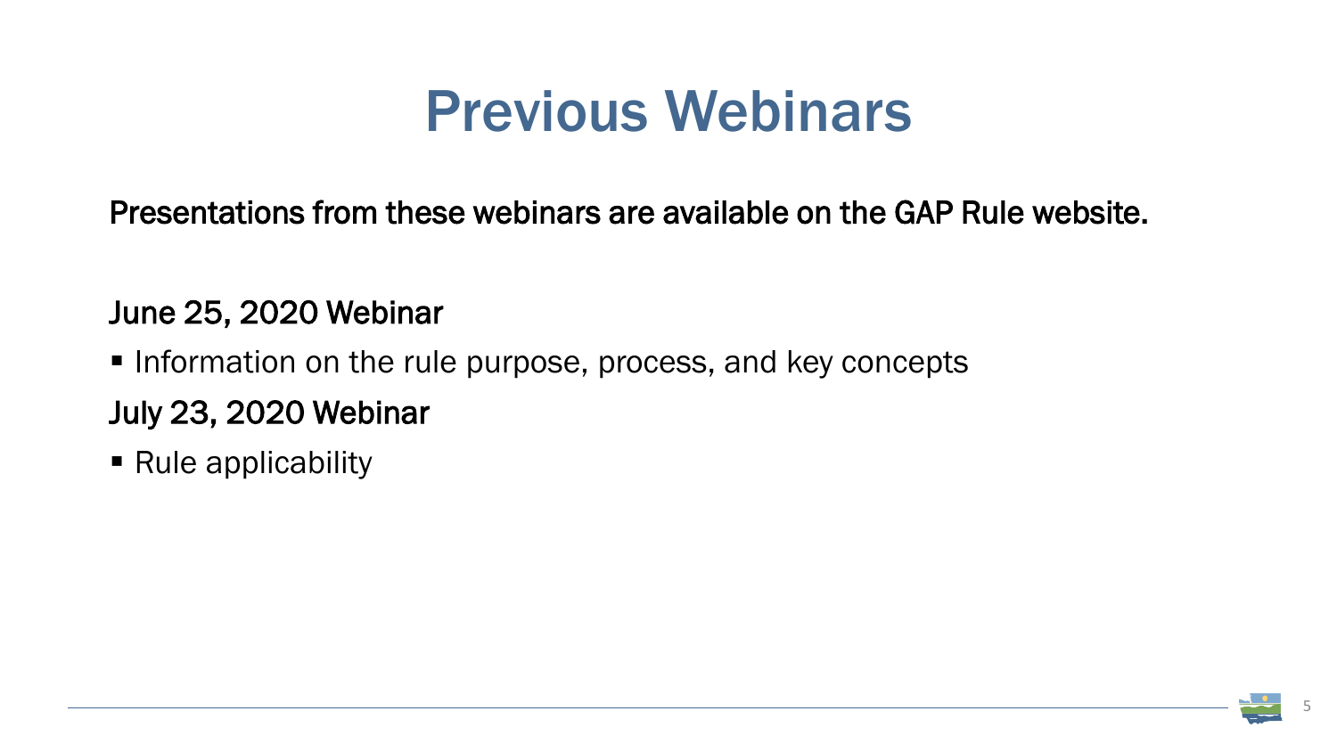# Previous Webinars

**Presentations from these webinars are available on the GAP Rule website.**

**June 25, 2020 Webinar**

- Information on the rule purpose, process, and key concepts

**July 23, 2020 Webinar**

- Rule applicability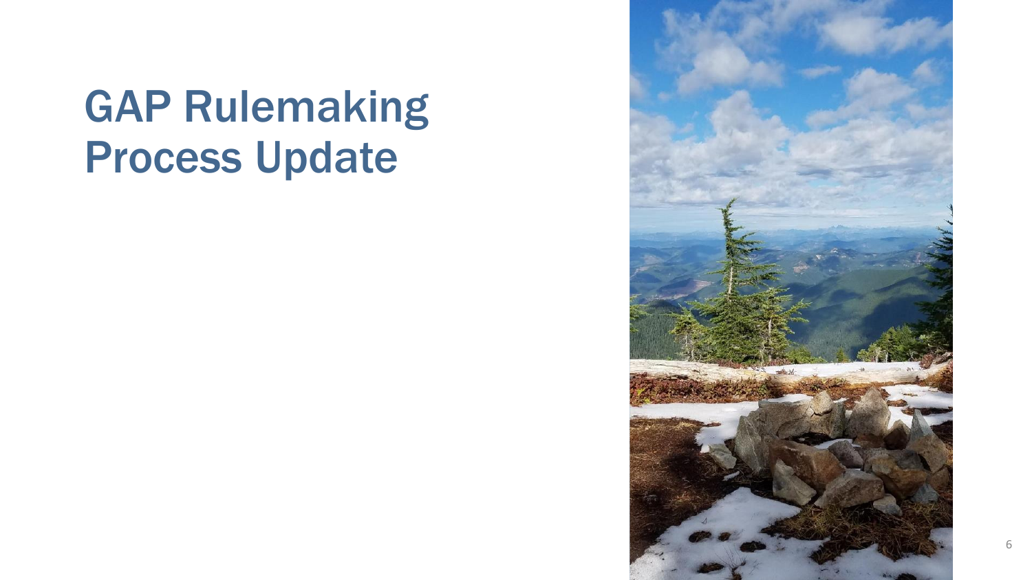# GAP Rulemaking Process Update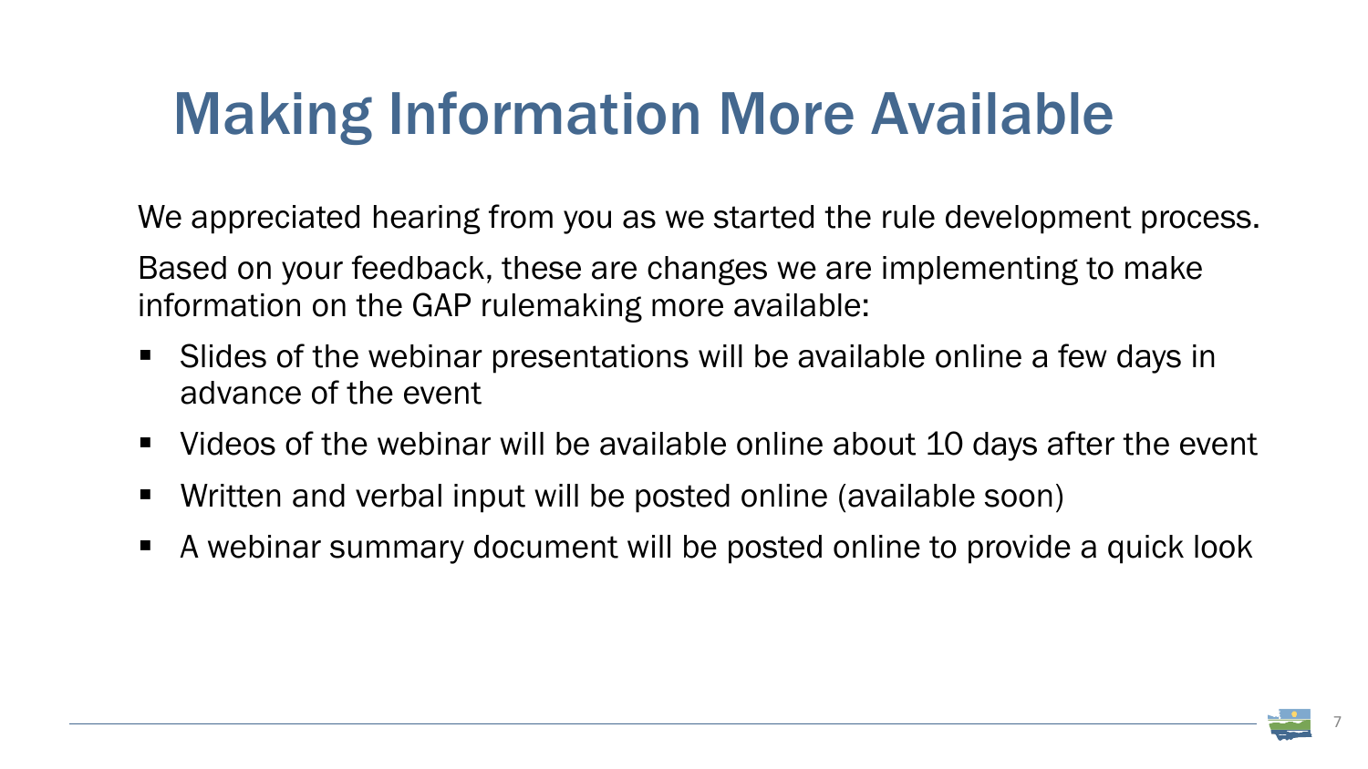# Making Information More Available

We appreciated hearing from you as we started the rule development process.

Based on your feedback, these are changes we are implementing to make information on the GAP rulemaking more available:

- Slides of the webinar presentations will be available online a few days in advance of the event
- Videos of the webinar will be available online about 10 days after the event
- Written and verbal input will be posted online (available soon)
- A webinar summary document will be posted online to provide a quick look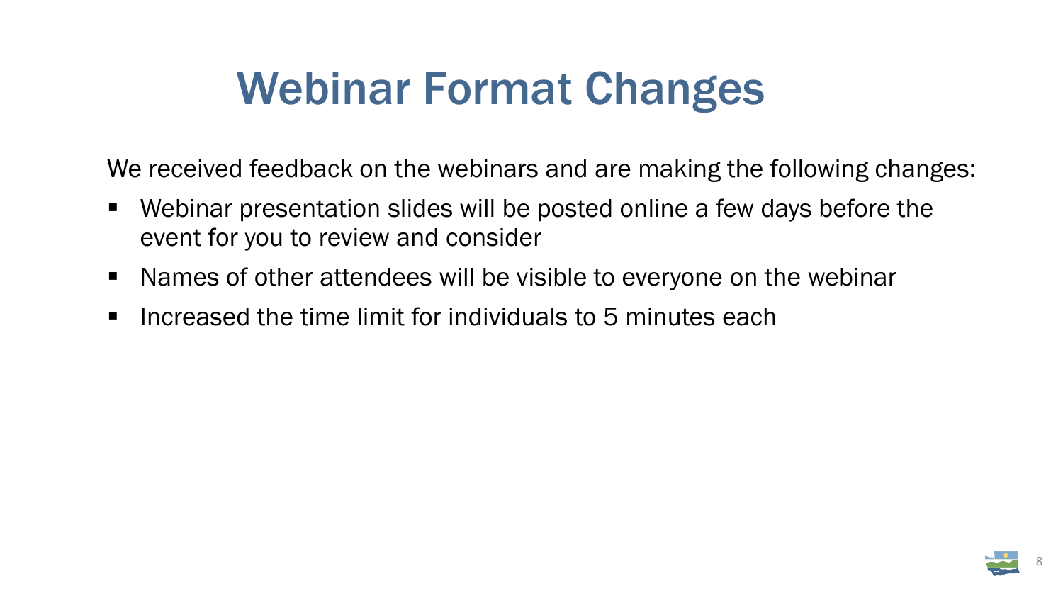# Webinar Format Changes

We received feedback on the webinars and are making the following changes:

- Webinar presentation slides will be posted online a few days before the event for you to review and consider
- Names of other attendees will be visible to everyone on the webinar
- Increased the time limit for individuals to 5 minutes each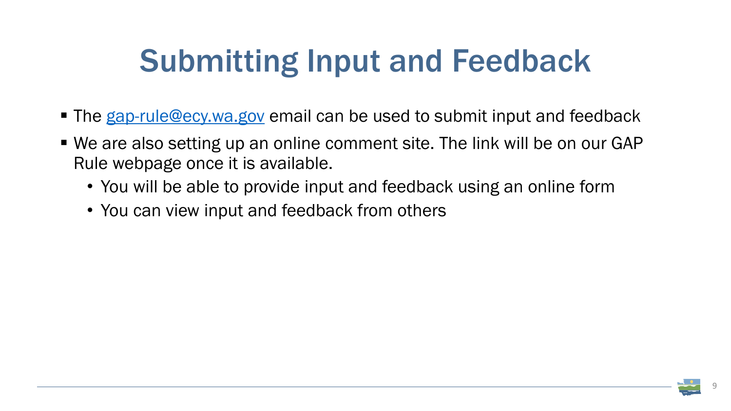# Submitting Input and Feedback

- The gap-rule@ecy.wa.gov email can be used to submit input and feedback
- We are also setting up an online comment site. The link will be on our GAP Rule webpage once it is available.
  - You will be able to provide input and feedback using an online form
  - You can view input and feedback from others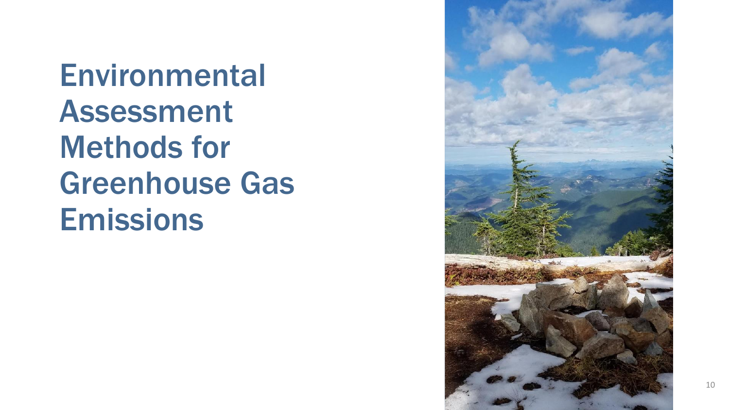# Environmental Assessment Methods for Greenhouse Gas Emissions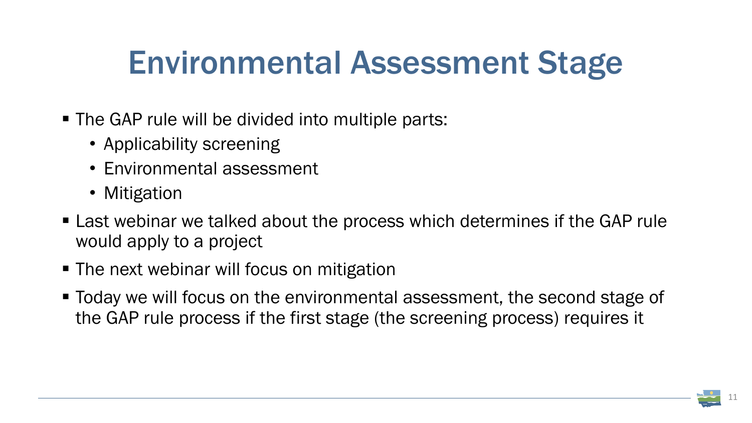# Environmental Assessment Stage

- The GAP rule will be divided into multiple parts:
  - Applicability screening
  - Environmental assessment
  - Mitigation
- Last webinar we talked about the process which determines if the GAP rule would apply to a project
- The next webinar will focus on mitigation
- Today we will focus on the environmental assessment, the second stage of the GAP rule process if the first stage (the screening process) requires it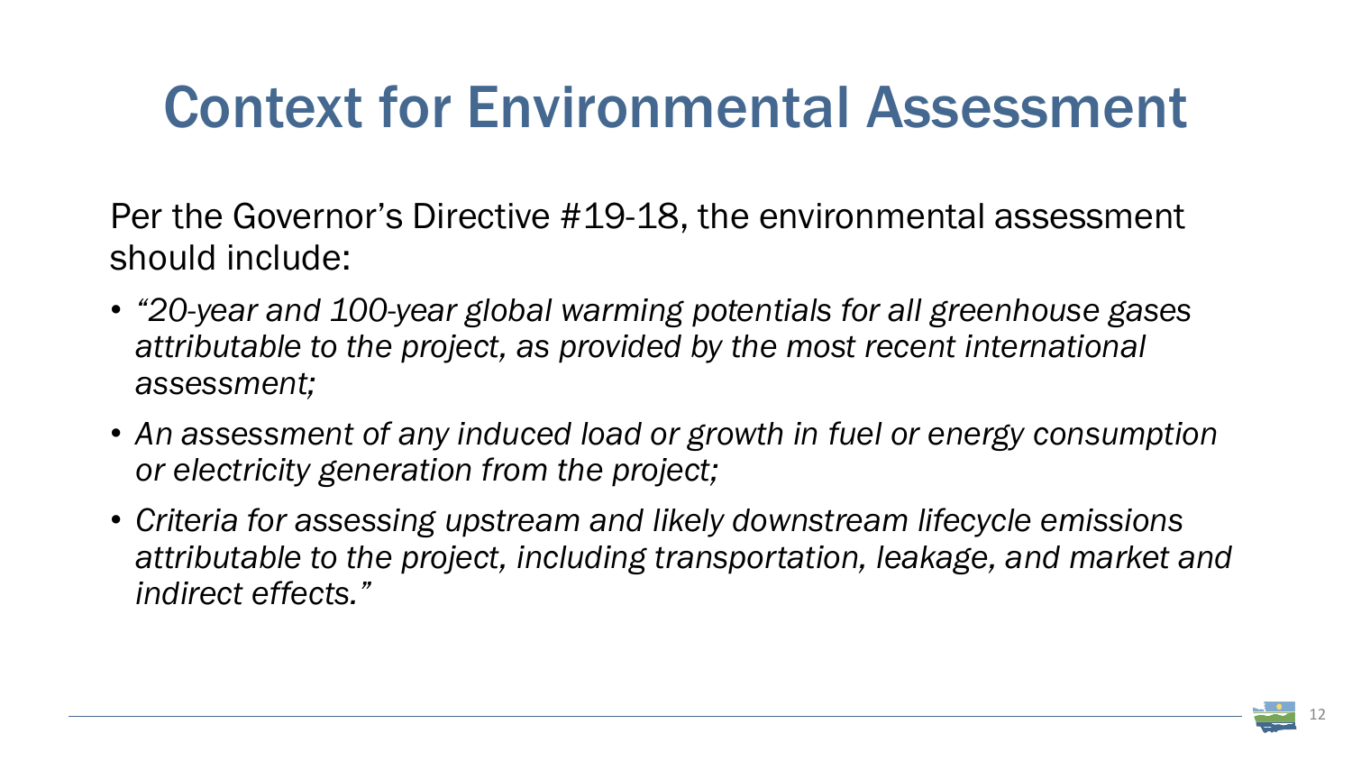# Context for Environmental Assessment

Per the Governor's Directive #19-18, the environmental assessment should include:

- *"20-year and 100-year global warming potentials for all greenhouse gases attributable to the project, as provided by the most recent international assessment;*
- *An assessment of any induced load or growth in fuel or energy consumption or electricity generation from the project;*
- *Criteria for assessing upstream and likely downstream lifecycle emissions attributable to the project, including transportation, leakage, and market and indirect effects."*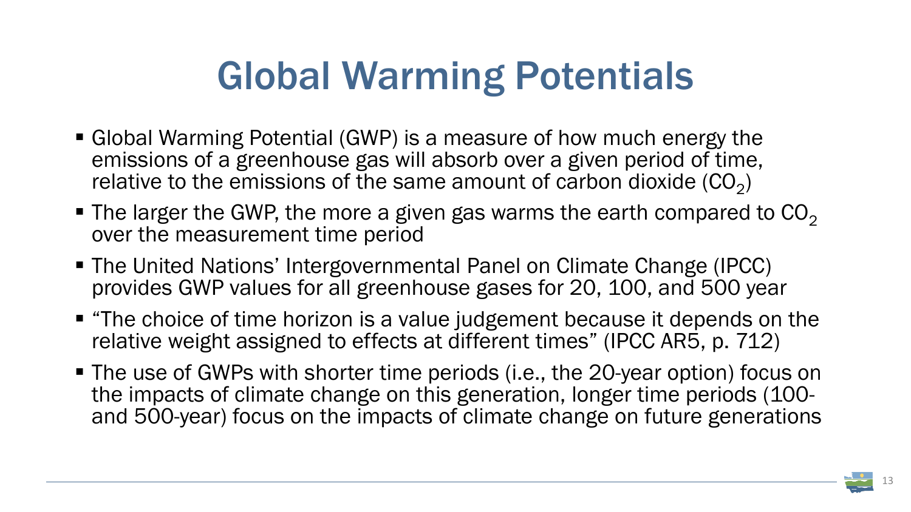# Global Warming Potentials

- Global Warming Potential (GWP) is a measure of how much energy the emissions of a greenhouse gas will absorb over a given period of time, relative to the emissions of the same amount of carbon dioxide ($CO_2$)
- The larger the GWP, the more a given gas warms the earth compared to $CO_2$ over the measurement time period
- The United Nations' Intergovernmental Panel on Climate Change (IPCC) provides GWP values for all greenhouse gases for 20, 100, and 500 year
- "The choice of time horizon is a value judgement because it depends on the relative weight assigned to effects at different times" (IPCC AR5, p. 712)
- The use of GWPs with shorter time periods (i.e., the 20-year option) focus on the impacts of climate change on this generation, longer time periods (100- and 500-year) focus on the impacts of climate change on future generations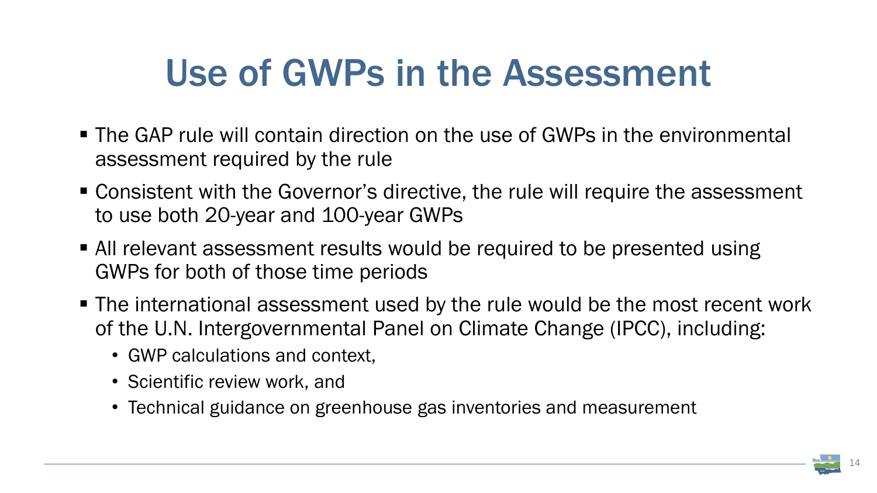# Use of GWPs in the Assessment

- The GAP rule will contain direction on the use of GWPs in the environmental assessment required by the rule
- Consistent with the Governor's directive, the rule will require the assessment to use both 20-year and 100-year GWPs
- All relevant assessment results would be required to be presented using GWPs for both of those time periods
- The international assessment used by the rule would be the most recent work of the U.N. Intergovernmental Panel on Climate Change (IPCC), including:
  - GWP calculations and context,
  - Scientific review work, and
  - Technical guidance on greenhouse gas inventories and measurement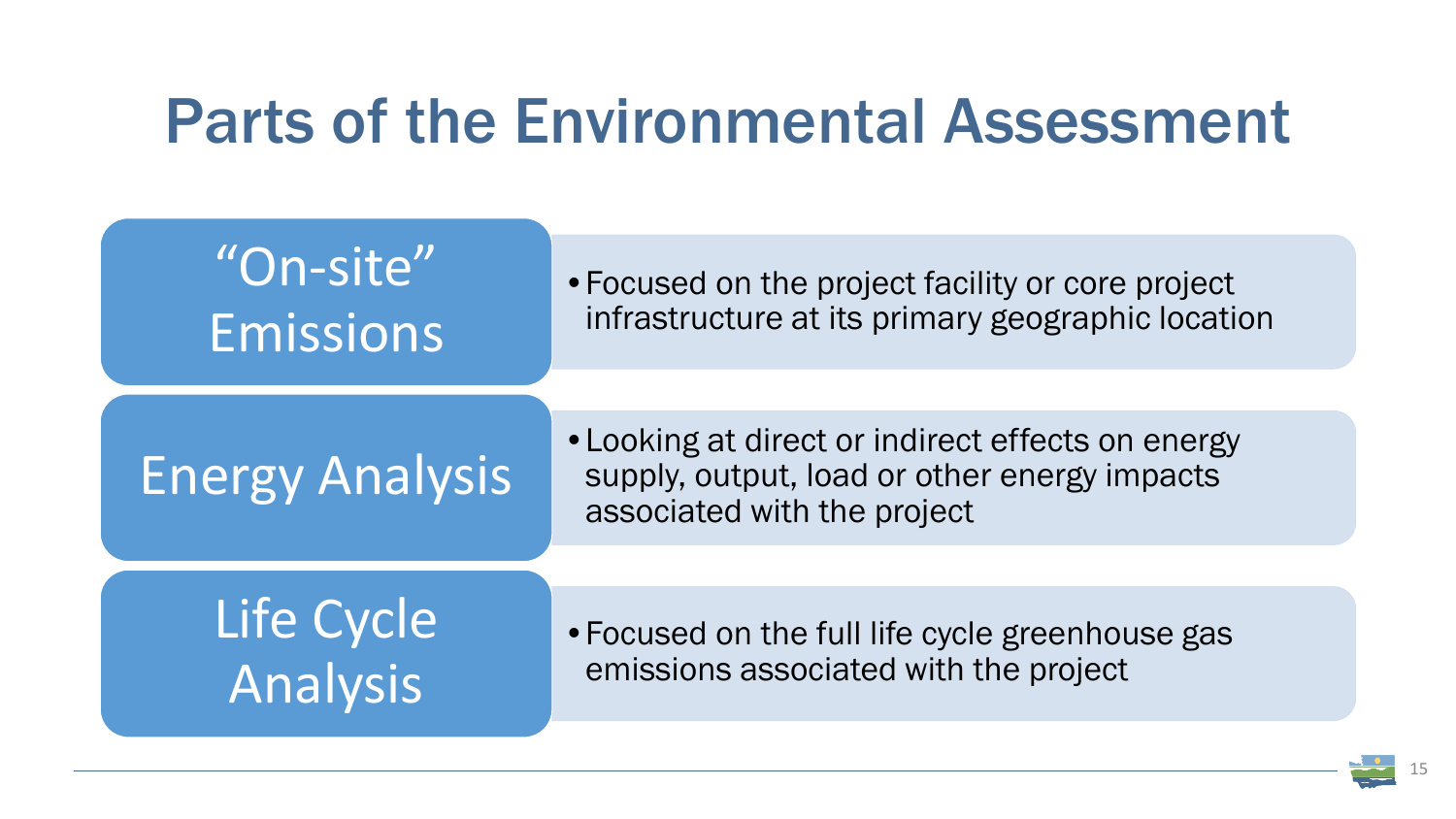# Parts of the Environmental Assessment

| | |
|---|---|
| "On-site" Emissions | Focused on the project facility or core project infrastructure at its primary geographic location |
| Energy Analysis | Looking at direct or indirect effects on energy supply, output, load or other energy impacts associated with the project |
| Life Cycle Analysis | Focused on the full life cycle greenhouse gas emissions associated with the project |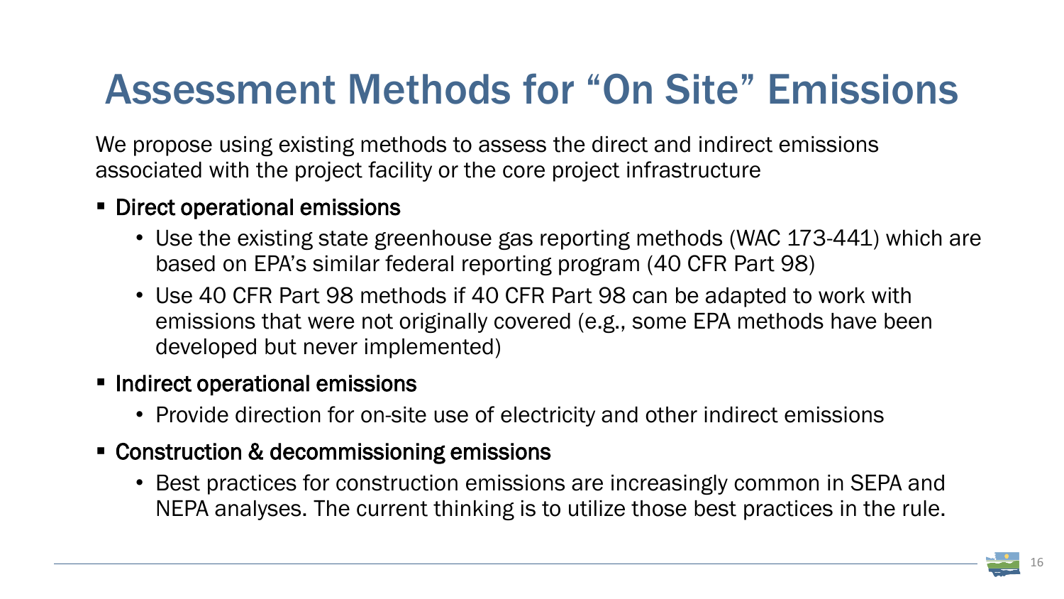# Assessment Methods for "On Site" Emissions

We propose using existing methods to assess the direct and indirect emissions associated with the project facility or the core project infrastructure

- Direct operational emissions
  - Use the existing state greenhouse gas reporting methods (WAC 173-441) which are based on EPA's similar federal reporting program (40 CFR Part 98)
  - Use 40 CFR Part 98 methods if 40 CFR Part 98 can be adapted to work with emissions that were not originally covered (e.g., some EPA methods have been developed but never implemented)
- Indirect operational emissions
  - Provide direction for on-site use of electricity and other indirect emissions
- Construction & decommissioning emissions
  - Best practices for construction emissions are increasingly common in SEPA and NEPA analyses. The current thinking is to utilize those best practices in the rule.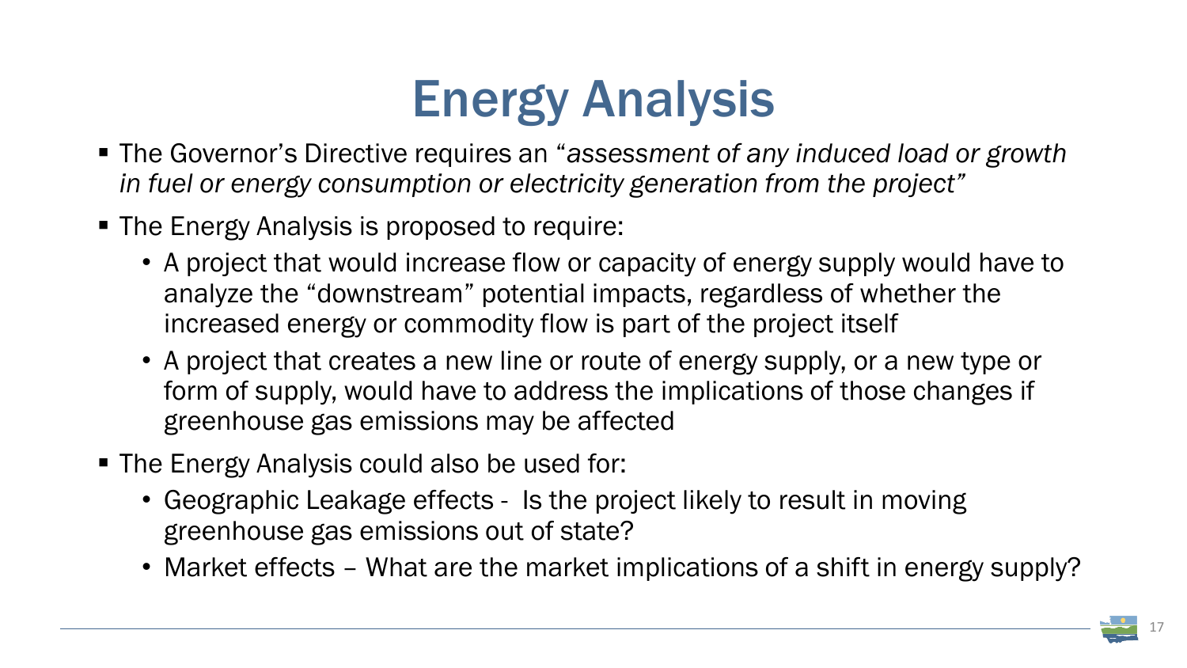# Energy Analysis

- The Governor's Directive requires an "*assessment of any induced load or growth in fuel or energy consumption or electricity generation from the project*"
- The Energy Analysis is proposed to require:
  - A project that would increase flow or capacity of energy supply would have to analyze the "downstream" potential impacts, regardless of whether the increased energy or commodity flow is part of the project itself
  - A project that creates a new line or route of energy supply, or a new type or form of supply, would have to address the implications of those changes if greenhouse gas emissions may be affected
- The Energy Analysis could also be used for:
  - Geographic Leakage effects - Is the project likely to result in moving greenhouse gas emissions out of state?
  - Market effects – What are the market implications of a shift in energy supply?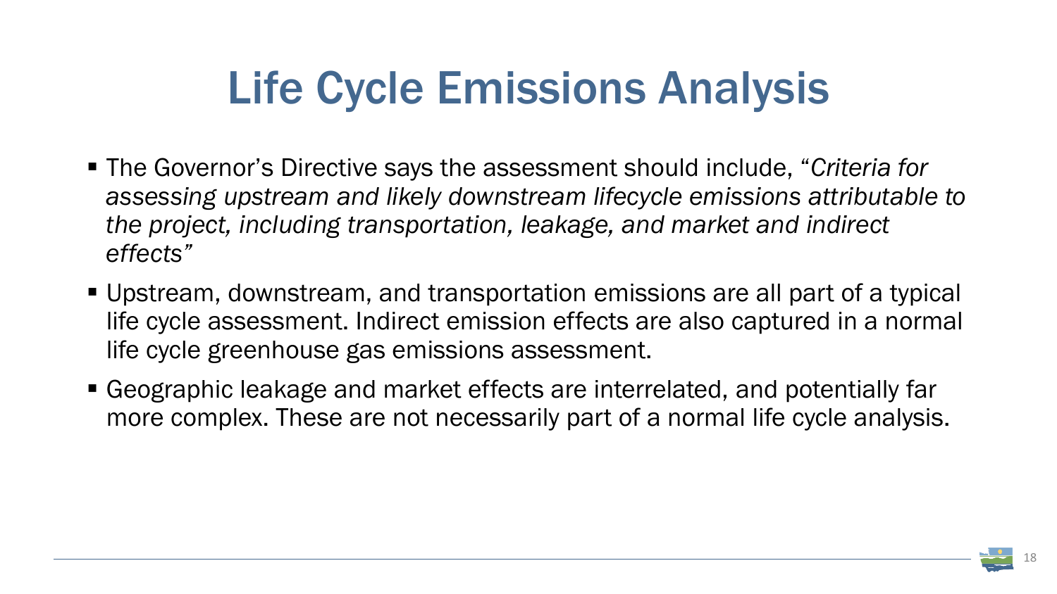# Life Cycle Emissions Analysis

- The Governor's Directive says the assessment should include, "*Criteria for assessing upstream and likely downstream lifecycle emissions attributable to the project, including transportation, leakage, and market and indirect effects*"
- Upstream, downstream, and transportation emissions are all part of a typical life cycle assessment. Indirect emission effects are also captured in a normal life cycle greenhouse gas emissions assessment.
- Geographic leakage and market effects are interrelated, and potentially far more complex. These are not necessarily part of a normal life cycle analysis.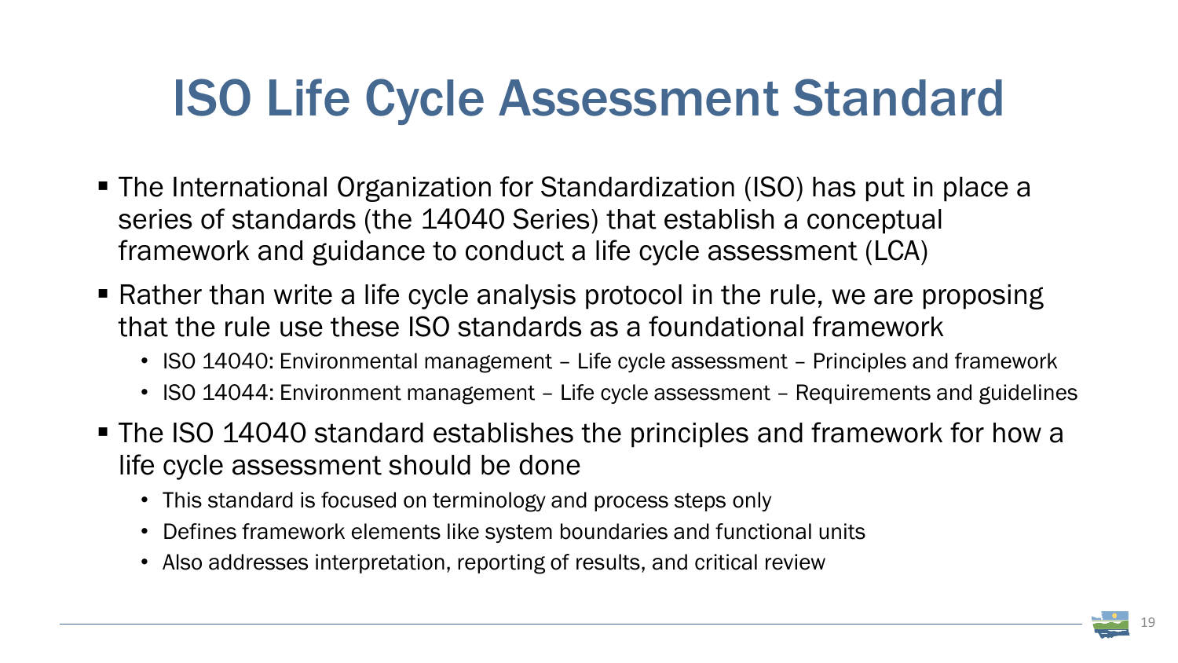# ISO Life Cycle Assessment Standard

- The International Organization for Standardization (ISO) has put in place a series of standards (the 14040 Series) that establish a conceptual framework and guidance to conduct a life cycle assessment (LCA)
- Rather than write a life cycle analysis protocol in the rule, we are proposing that the rule use these ISO standards as a foundational framework
  - ISO 14040: Environmental management – Life cycle assessment – Principles and framework
  - ISO 14044: Environment management – Life cycle assessment – Requirements and guidelines
- The ISO 14040 standard establishes the principles and framework for how a life cycle assessment should be done
  - This standard is focused on terminology and process steps only
  - Defines framework elements like system boundaries and functional units
  - Also addresses interpretation, reporting of results, and critical review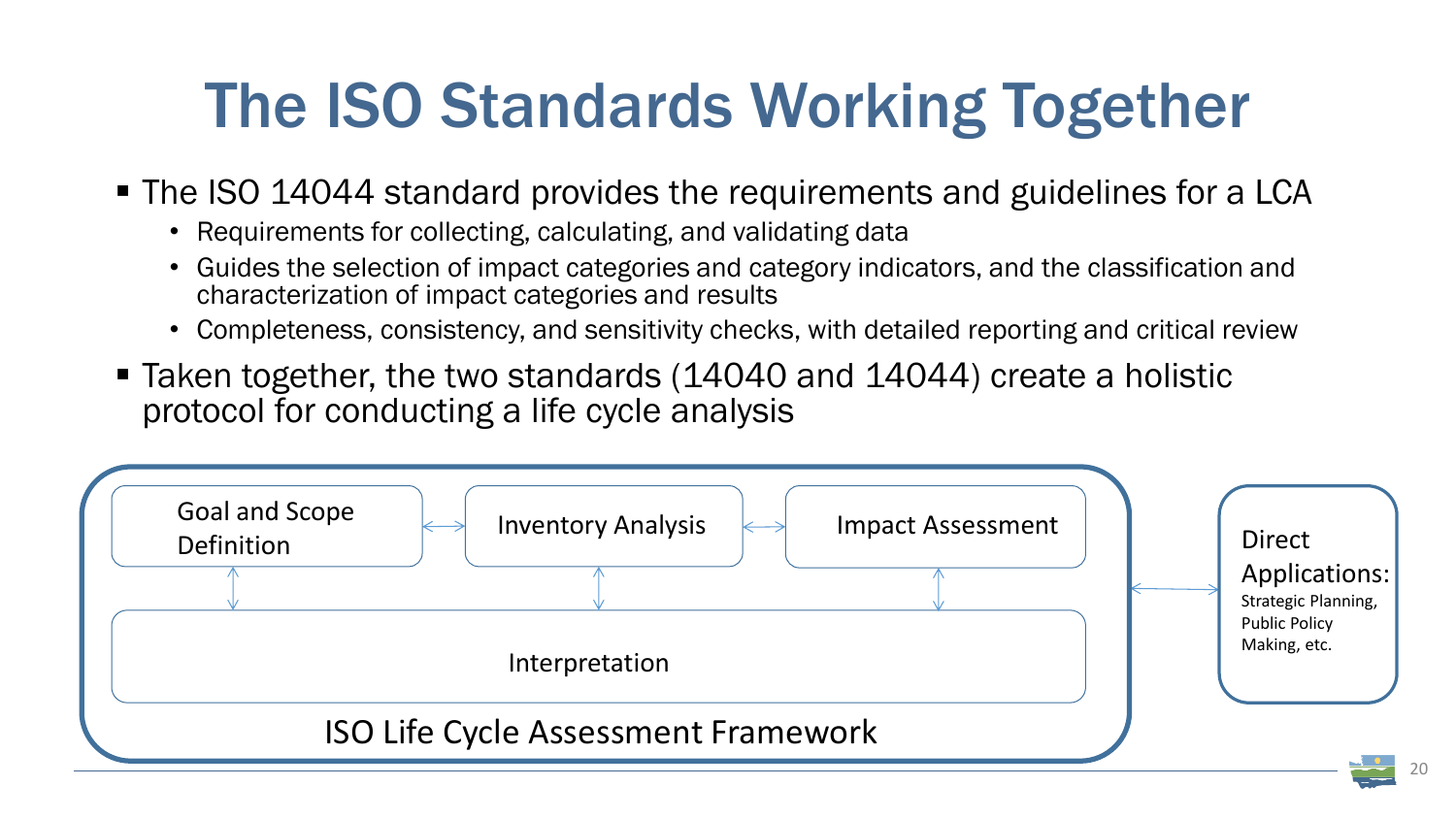# The ISO Standards Working Together

- The ISO 14044 standard provides the requirements and guidelines for a LCA
  - Requirements for collecting, calculating, and validating data
  - Guides the selection of impact categories and category indicators, and the classification and characterization of impact categories and results
  - Completeness, consistency, and sensitivity checks, with detailed reporting and critical review
- Taken together, the two standards (14040 and 14044) create a holistic protocol for conducting a life cycle analysis

Goal and Scope Definition

Inventory Analysis

Impact Assessment

Interpretation

ISO Life Cycle Assessment Framework

Direct Applications: Strategic Planning, Public Policy Making, etc.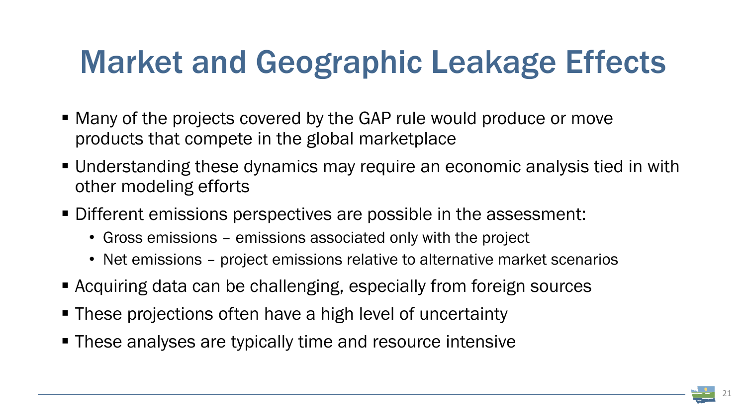# Market and Geographic Leakage Effects

- Many of the projects covered by the GAP rule would produce or move products that compete in the global marketplace
- Understanding these dynamics may require an economic analysis tied in with other modeling efforts
- Different emissions perspectives are possible in the assessment:
  - Gross emissions – emissions associated only with the project
  - Net emissions – project emissions relative to alternative market scenarios
- Acquiring data can be challenging, especially from foreign sources
- These projections often have a high level of uncertainty
- These analyses are typically time and resource intensive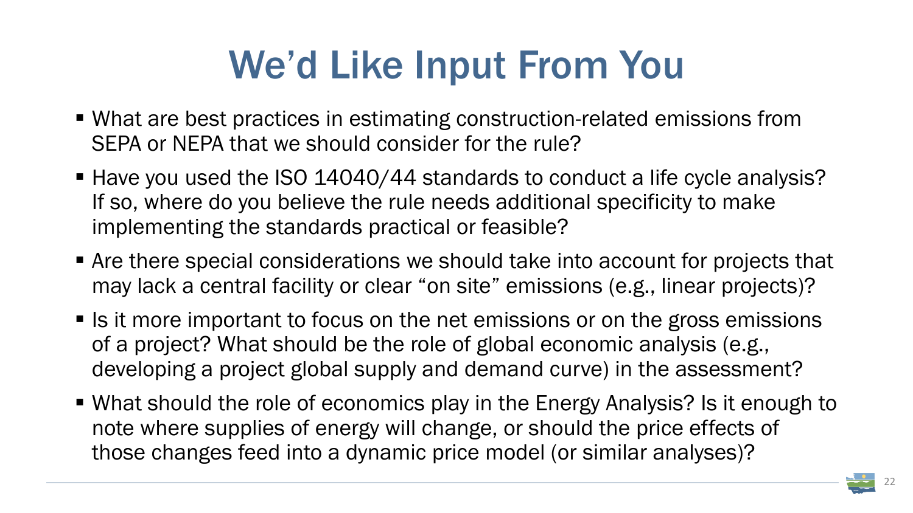# We'd Like Input From You

- What are best practices in estimating construction-related emissions from SEPA or NEPA that we should consider for the rule?
- Have you used the ISO 14040/44 standards to conduct a life cycle analysis? If so, where do you believe the rule needs additional specificity to make implementing the standards practical or feasible?
- Are there special considerations we should take into account for projects that may lack a central facility or clear "on site" emissions (e.g., linear projects)?
- Is it more important to focus on the net emissions or on the gross emissions of a project? What should be the role of global economic analysis (e.g., developing a project global supply and demand curve) in the assessment?
- What should the role of economics play in the Energy Analysis? Is it enough to note where supplies of energy will change, or should the price effects of those changes feed into a dynamic price model (or similar analyses)?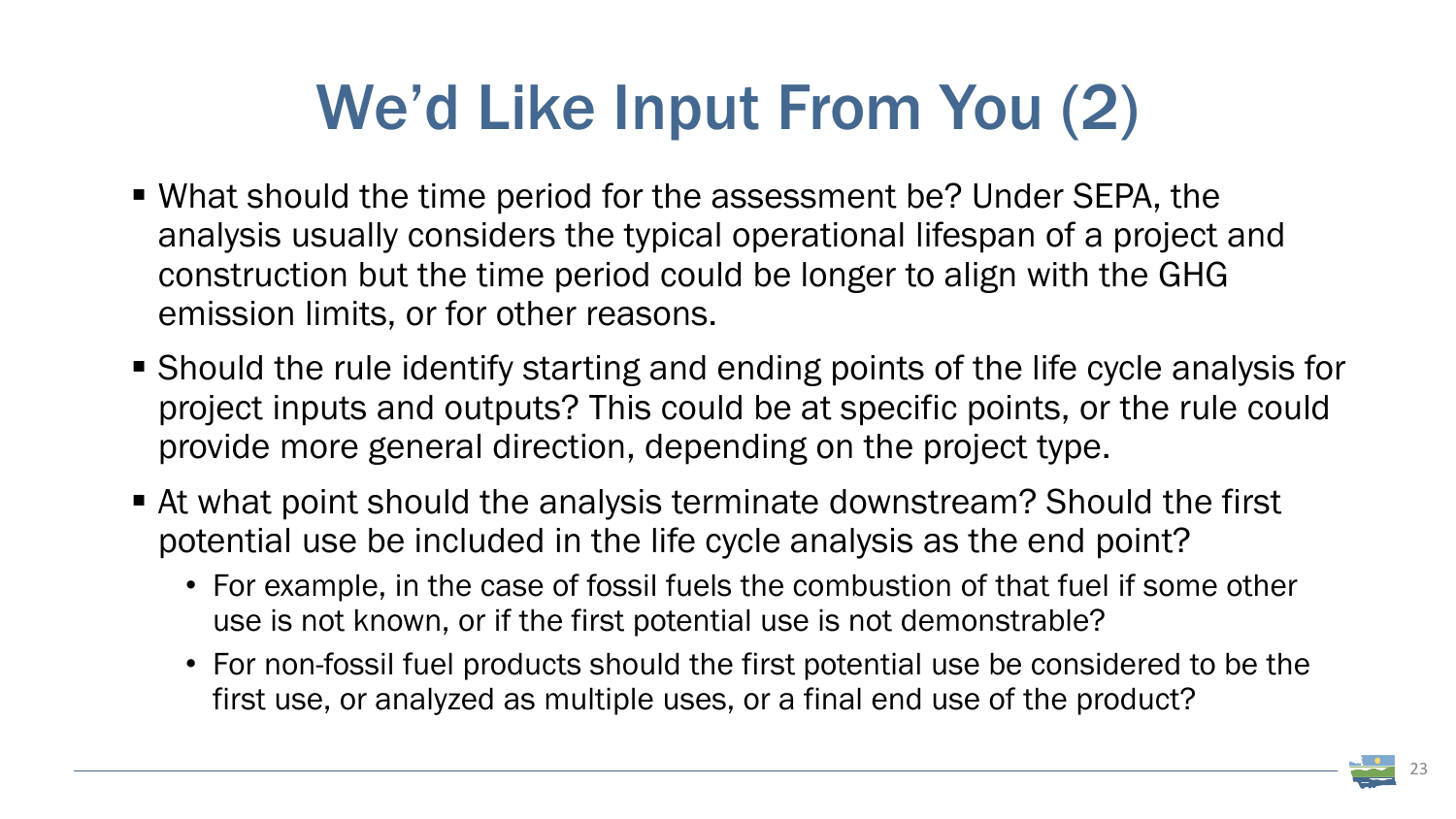# We'd Like Input From You (2)

- What should the time period for the assessment be? Under SEPA, the analysis usually considers the typical operational lifespan of a project and construction but the time period could be longer to align with the GHG emission limits, or for other reasons.
- Should the rule identify starting and ending points of the life cycle analysis for project inputs and outputs? This could be at specific points, or the rule could provide more general direction, depending on the project type.
- At what point should the analysis terminate downstream? Should the first potential use be included in the life cycle analysis as the end point?
  - For example, in the case of fossil fuels the combustion of that fuel if some other use is not known, or if the first potential use is not demonstrable?
  - For non-fossil fuel products should the first potential use be considered to be the first use, or analyzed as multiple uses, or a final end use of the product?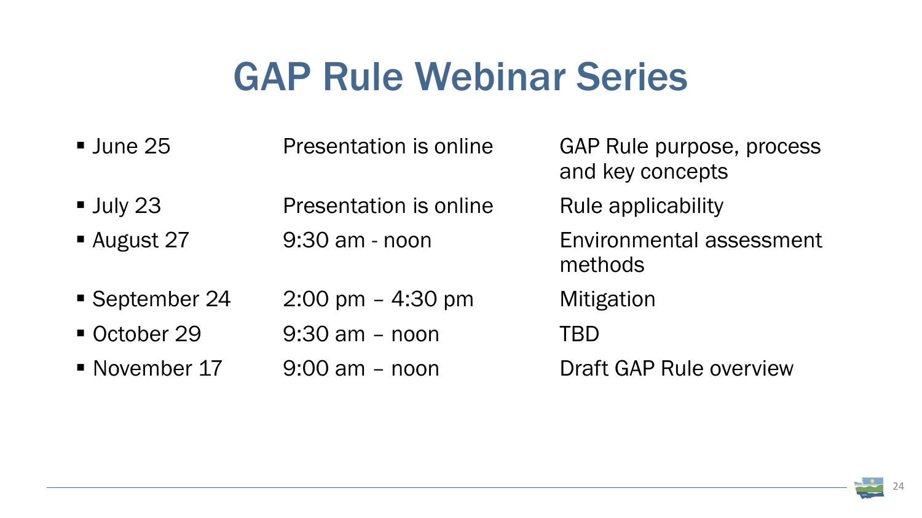# GAP Rule Webinar Series

| Date | Time | Topic |
| --- | --- | --- |
| June 25 | Presentation is online | GAP Rule purpose, process and key concepts |
| July 23 | Presentation is online | Rule applicability |
| August 27 | 9:30 am - noon | Environmental assessment methods |
| September 24 | 2:00 pm – 4:30 pm | Mitigation |
| October 29 | 9:30 am – noon | TBD |
| November 17 | 9:00 am – noon | Draft GAP Rule overview |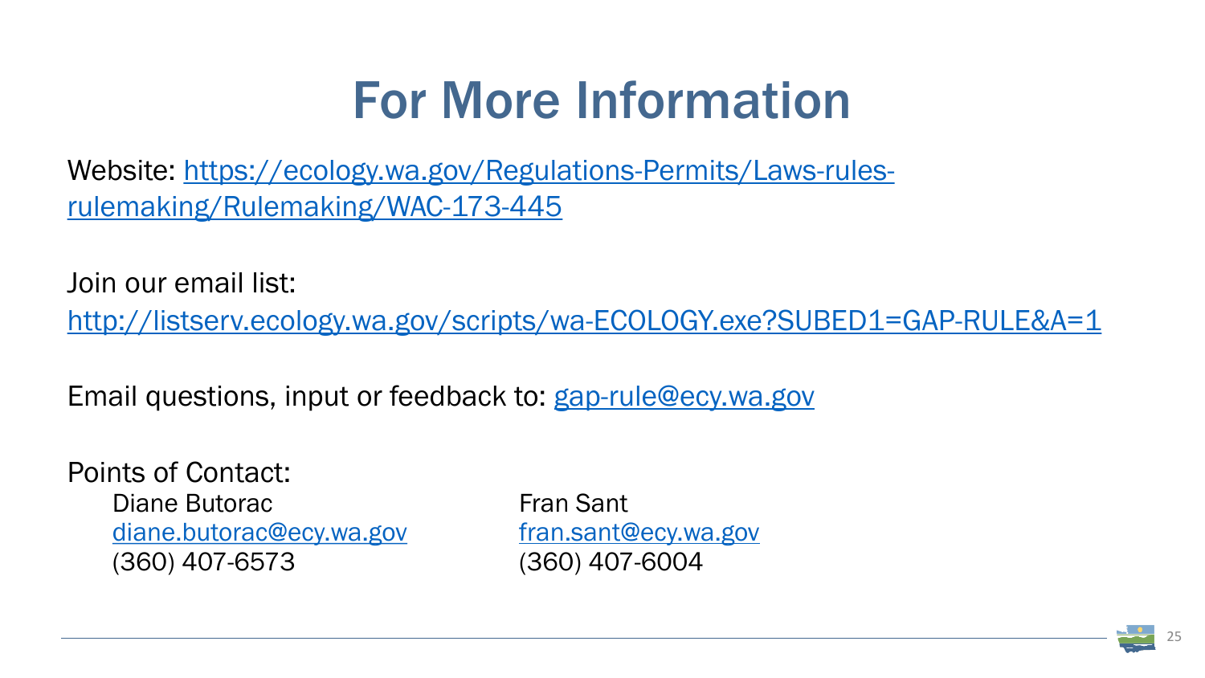# For More Information

Website: https://ecology.wa.gov/Regulations-Permits/Laws-rules-rulemaking/Rulemaking/WAC-173-445

Join our email list:
http://listserv.ecology.wa.gov/scripts/wa-ECOLOGY.exe?SUBED1=GAP-RULE&A=1

Email questions, input or feedback to: gap-rule@ecy.wa.gov

Points of Contact:

Diane Butorac
diane.butorac@ecy.wa.gov
(360) 407-6573

Fran Sant
fran.sant@ecy.wa.gov
(360) 407-6004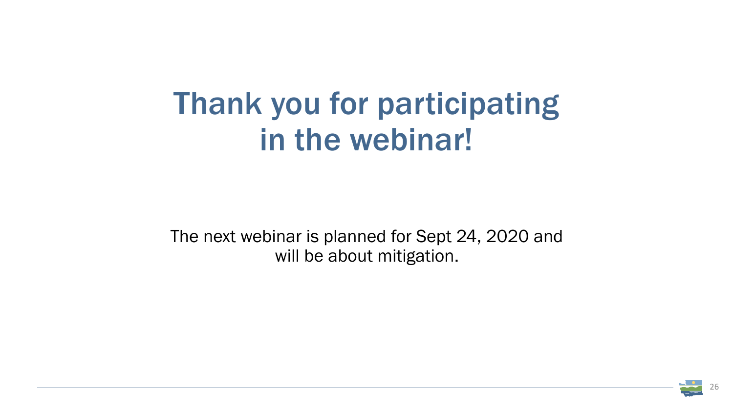# Thank you for participating in the webinar!

The next webinar is planned for Sept 24, 2020 and will be about mitigation.